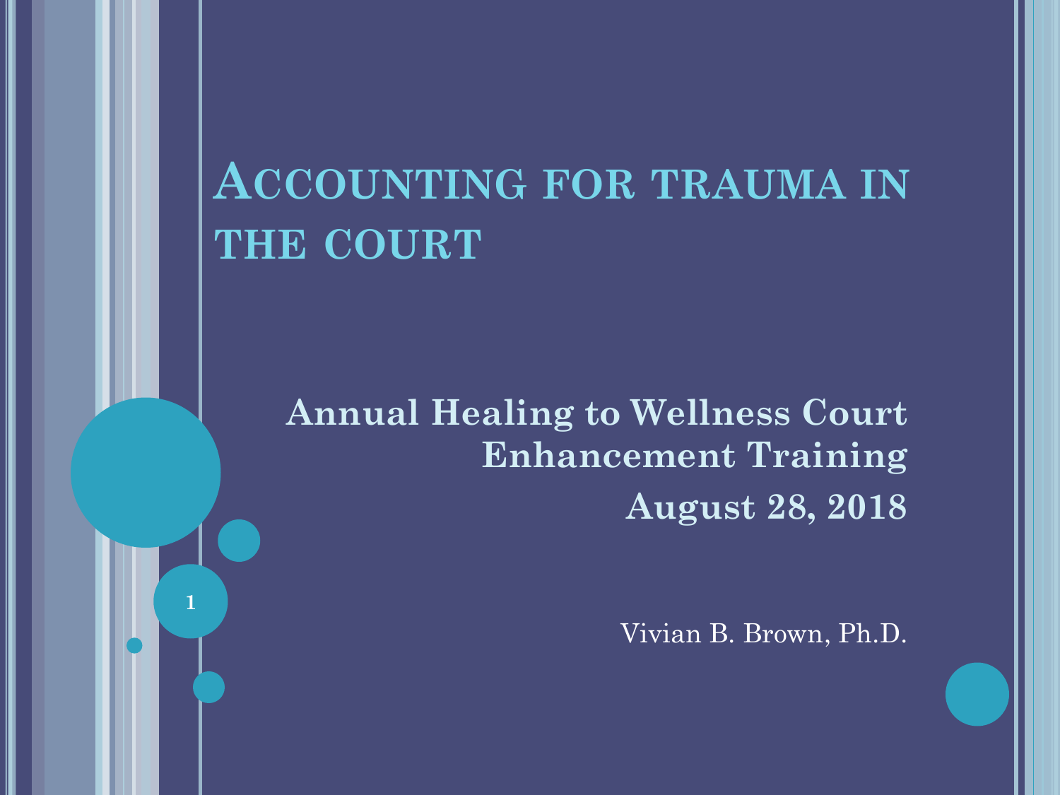# Accounting for trauma in the court

**Annual Healing to Wellness Court Enhancement Training**

**August 28, 2018**

Vivian B. Brown, Ph.D.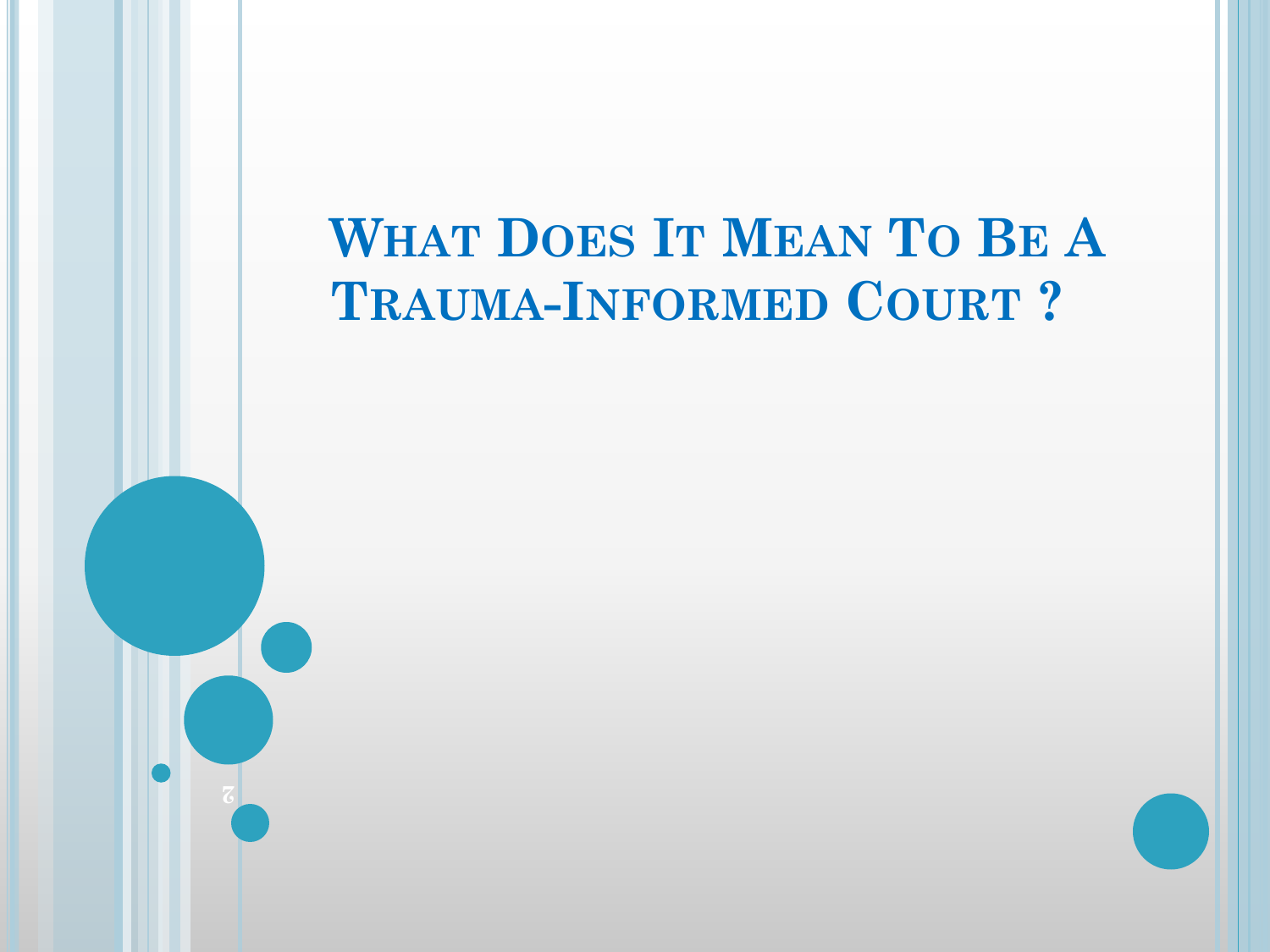# What Does It Mean To Be A Trauma-Informed Court ?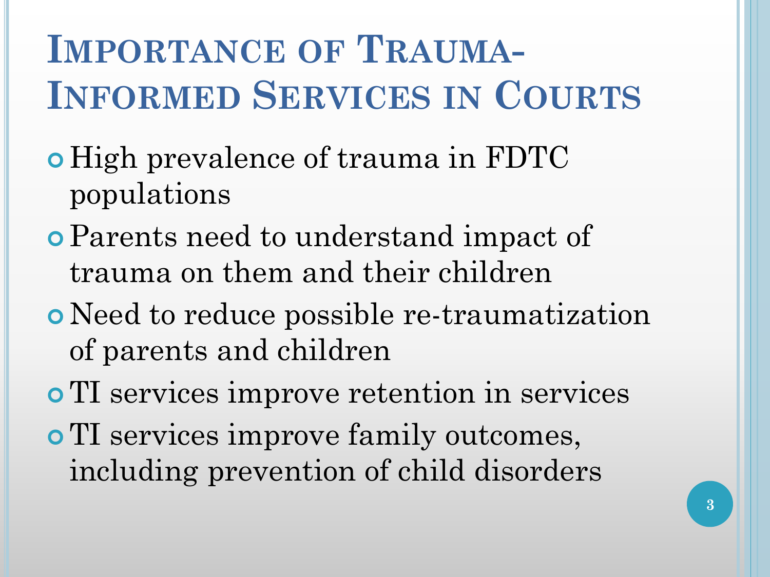# Importance of Trauma-Informed Services in Courts

- High prevalence of trauma in FDTC populations
- Parents need to understand impact of trauma on them and their children
- Need to reduce possible re-traumatization of parents and children
- TI services improve retention in services
- TI services improve family outcomes, including prevention of child disorders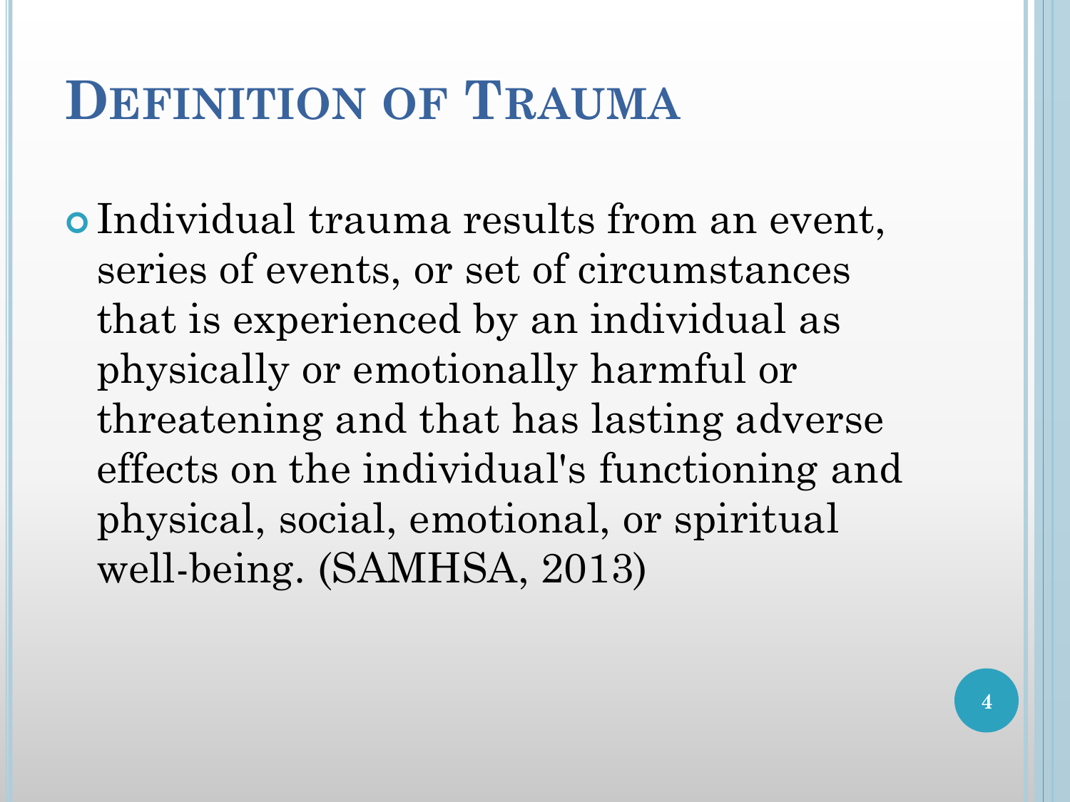# Definition of Trauma

- Individual trauma results from an event, series of events, or set of circumstances that is experienced by an individual as physically or emotionally harmful or threatening and that has lasting adverse effects on the individual's functioning and physical, social, emotional, or spiritual well-being. (SAMHSA, 2013)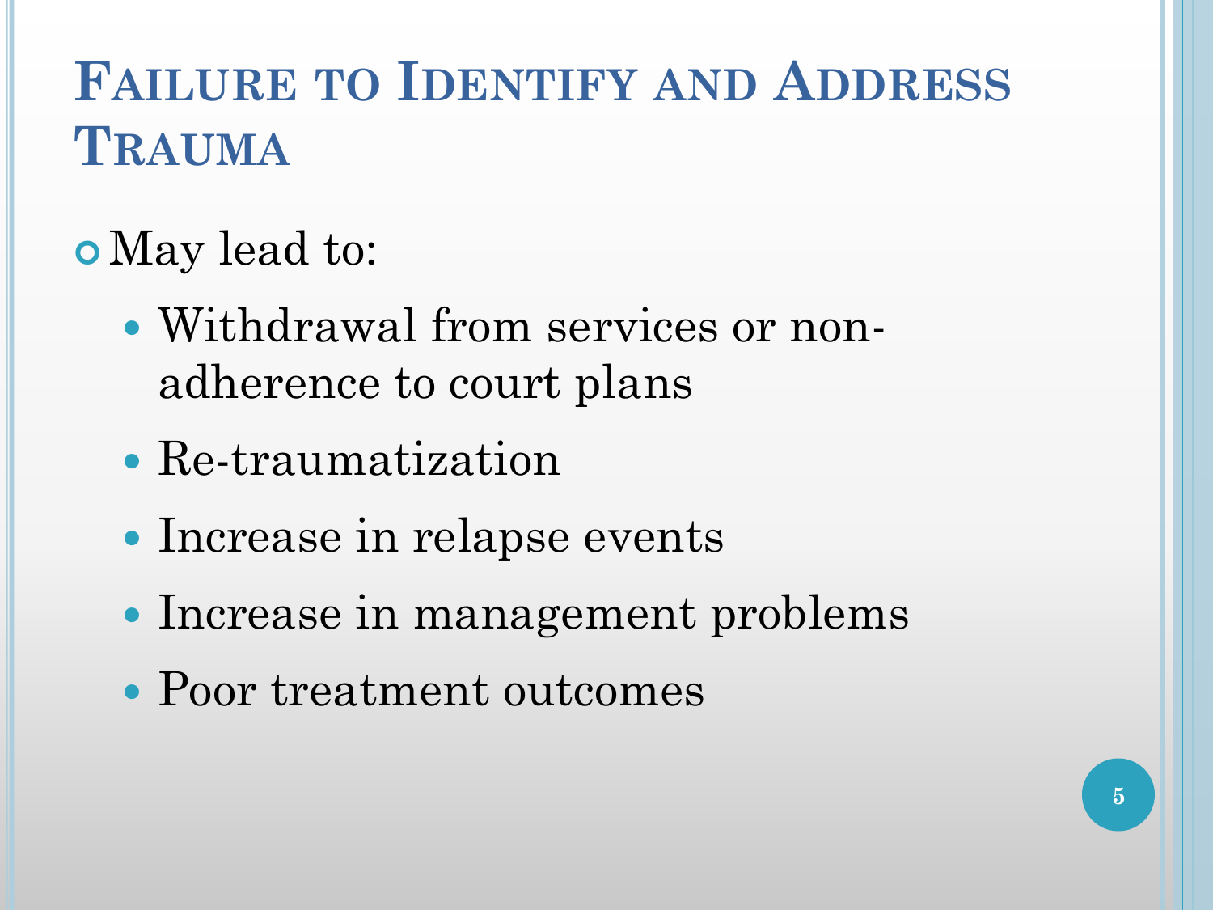# Failure to Identify and Address Trauma

- May lead to:
  - Withdrawal from services or non-adherence to court plans
  - Re-traumatization
  - Increase in relapse events
  - Increase in management problems
  - Poor treatment outcomes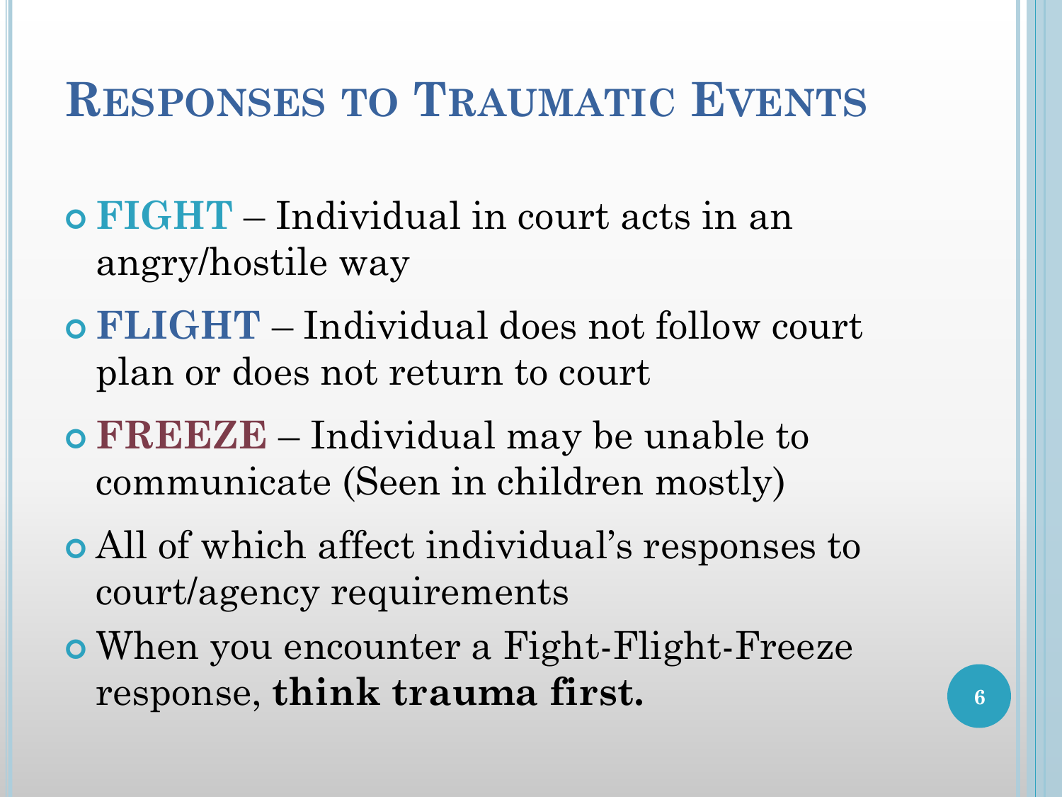# Responses to Traumatic Events

- **FIGHT** – Individual in court acts in an angry/hostile way
- **FLIGHT** – Individual does not follow court plan or does not return to court
- **FREEZE** – Individual may be unable to communicate (Seen in children mostly)
- All of which affect individual's responses to court/agency requirements
- When you encounter a Fight-Flight-Freeze response, **think trauma first.**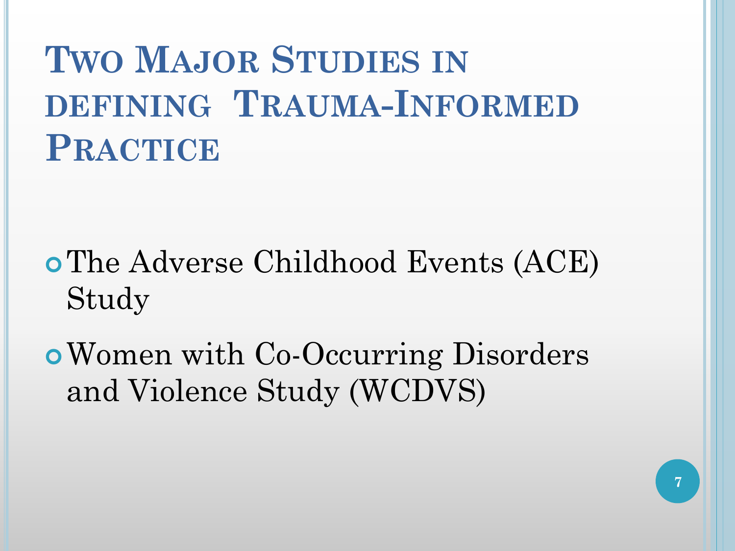# Two Major Studies in defining Trauma-Informed Practice

- The Adverse Childhood Events (ACE) Study
- Women with Co-Occurring Disorders and Violence Study (WCDVS)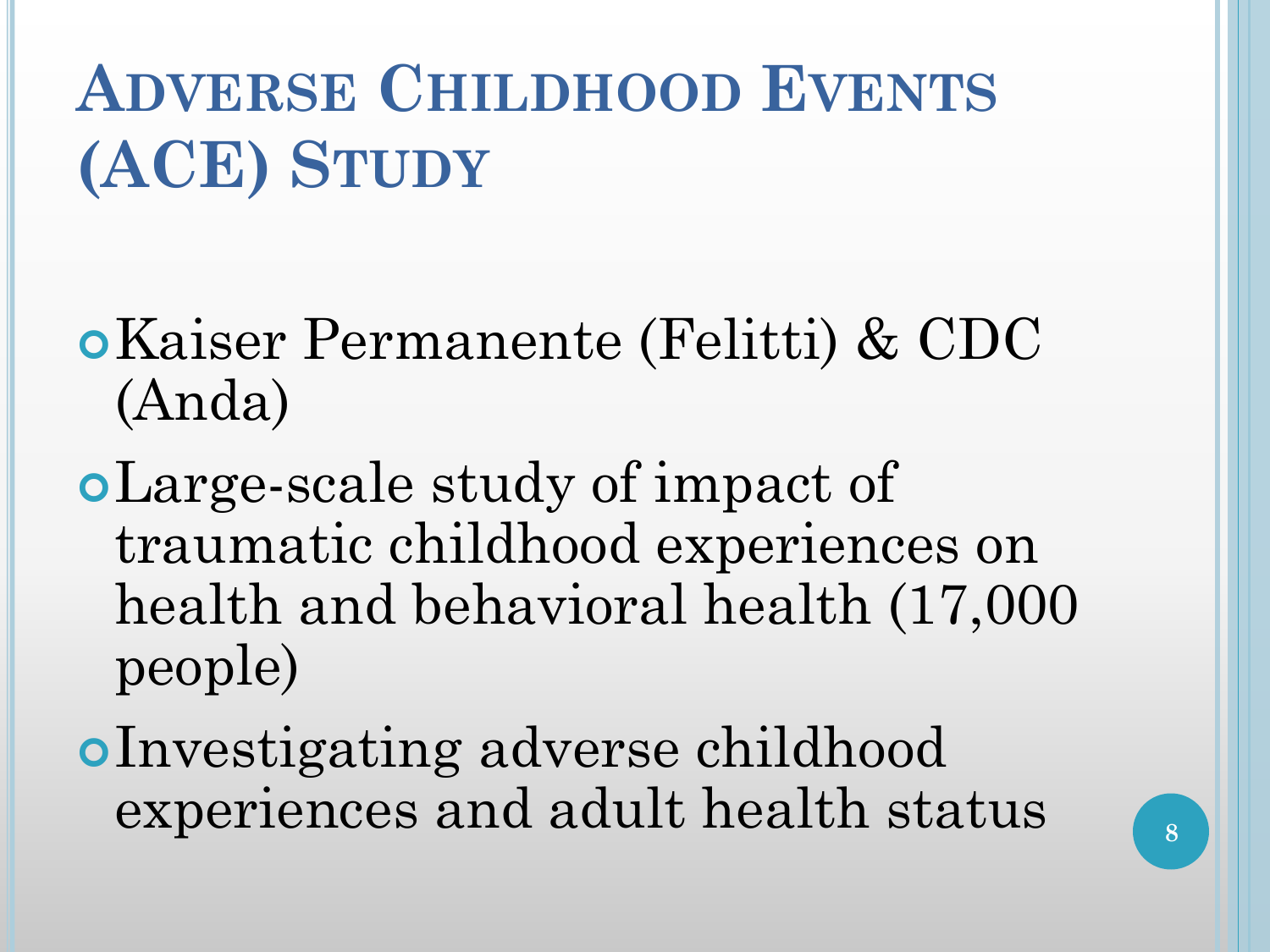# Adverse Childhood Events (ACE) Study

- Kaiser Permanente (Felitti) & CDC (Anda)
- Large-scale study of impact of traumatic childhood experiences on health and behavioral health (17,000 people)
- Investigating adverse childhood experiences and adult health status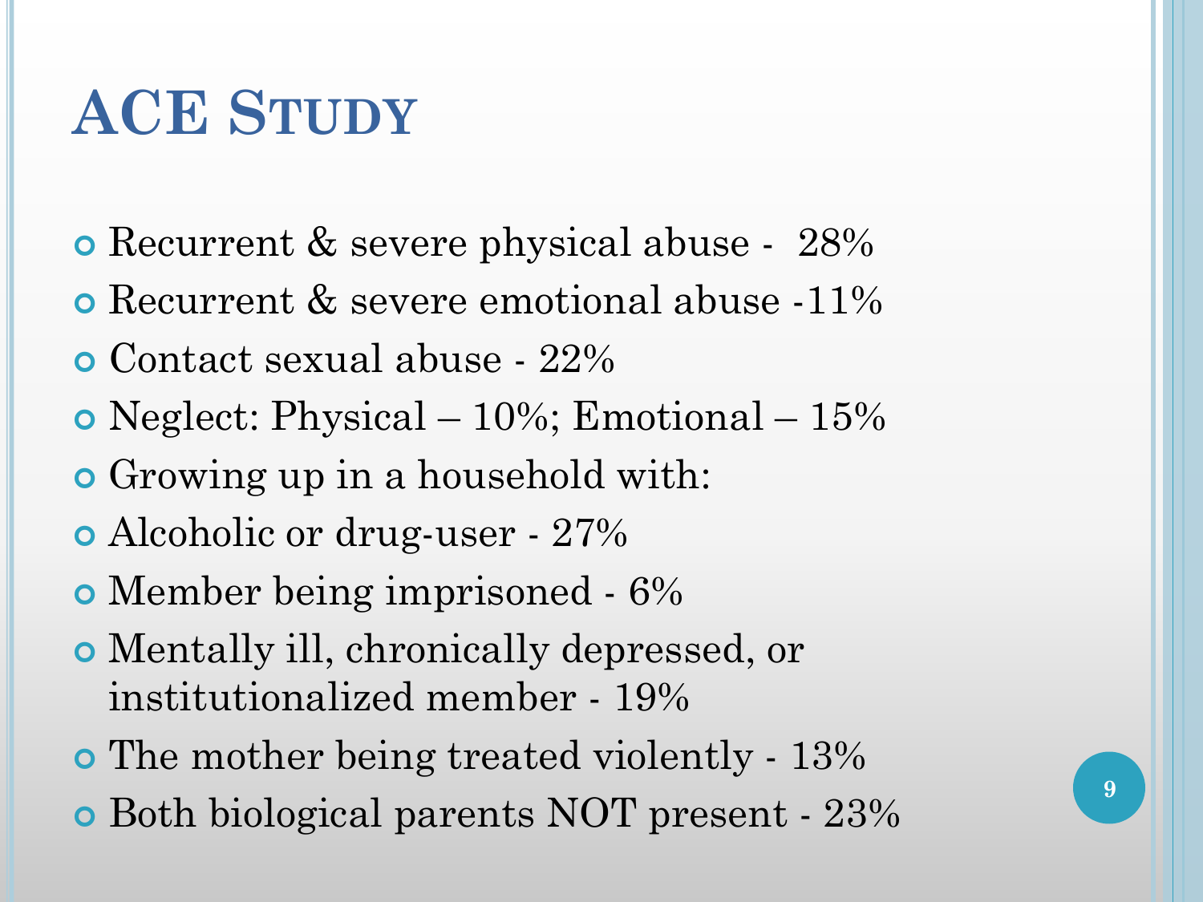# ACE Study

- Recurrent & severe physical abuse - 28%
- Recurrent & severe emotional abuse -11%
- Contact sexual abuse - 22%
- Neglect: Physical – 10%; Emotional – 15%
- Growing up in a household with:
- Alcoholic or drug-user - 27%
- Member being imprisoned - 6%
- Mentally ill, chronically depressed, or institutionalized member - 19%
- The mother being treated violently - 13%
- Both biological parents NOT present - 23%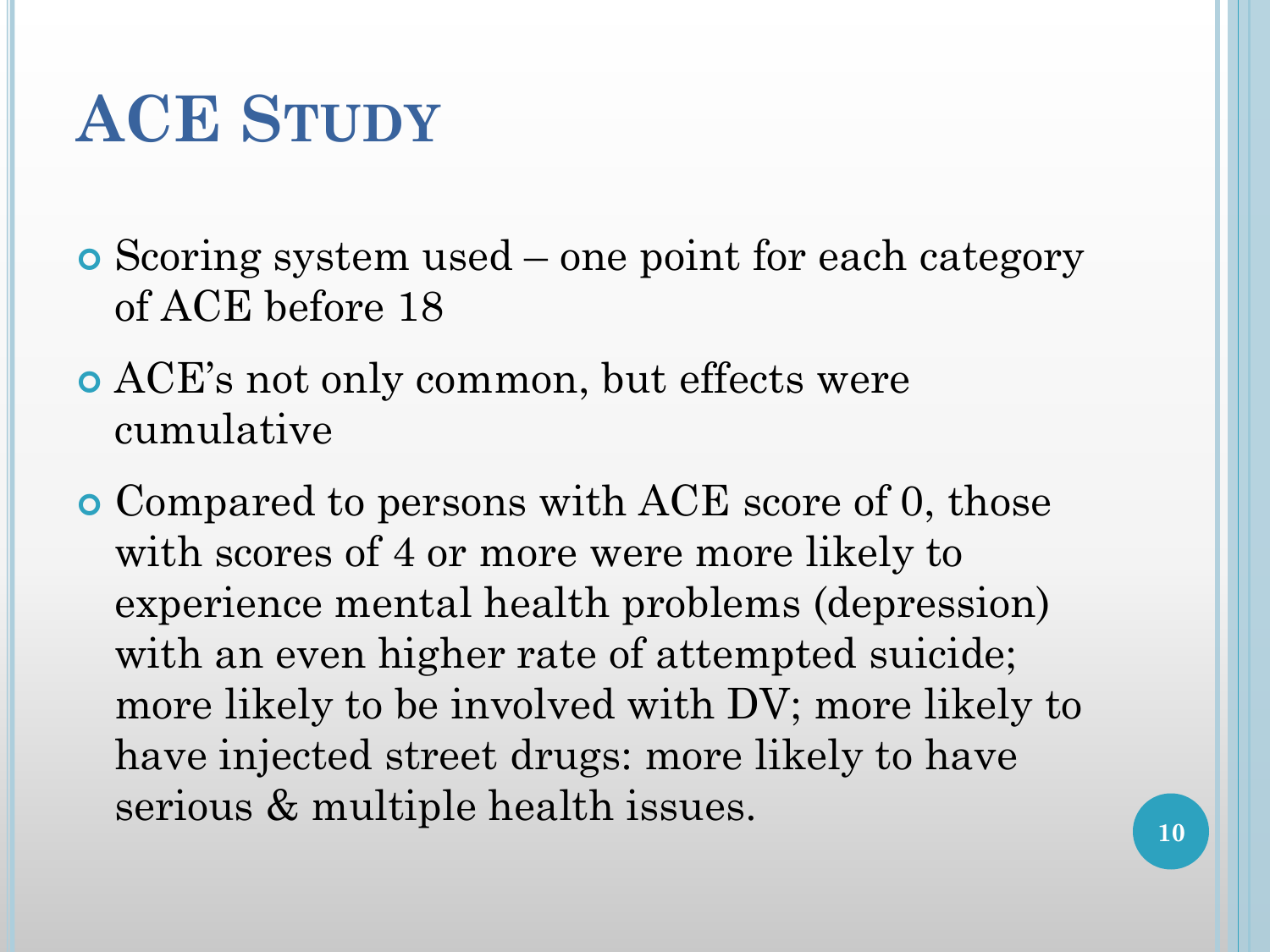# ACE Study

- Scoring system used – one point for each category of ACE before 18
- ACE's not only common, but effects were cumulative
- Compared to persons with ACE score of 0, those with scores of 4 or more were more likely to experience mental health problems (depression) with an even higher rate of attempted suicide; more likely to be involved with DV; more likely to have injected street drugs: more likely to have serious & multiple health issues.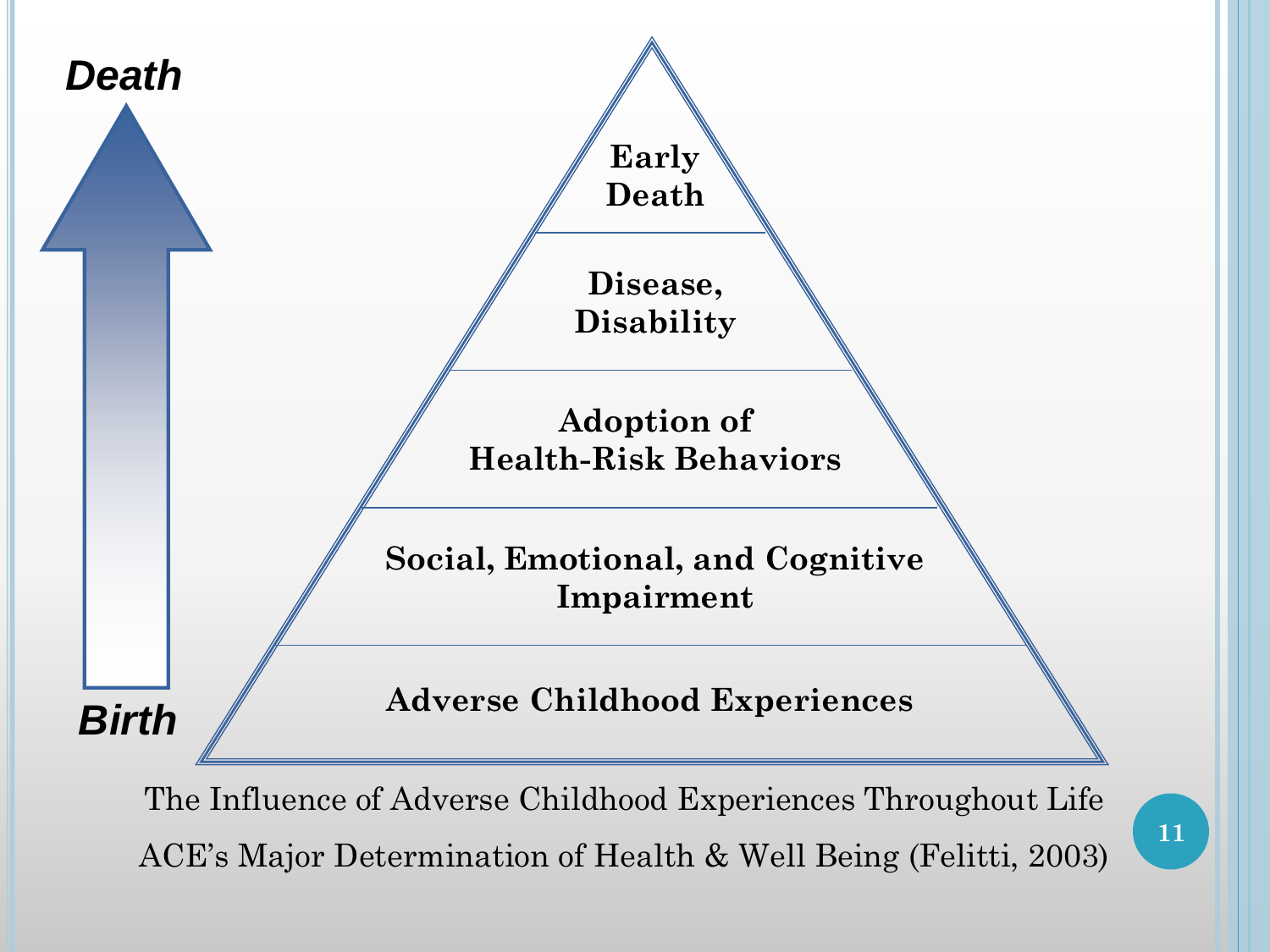**Death**

**Birth**

**Early Death**

**Disease, Disability**

**Adoption of Health-Risk Behaviors**

**Social, Emotional, and Cognitive Impairment**

**Adverse Childhood Experiences**

The Influence of Adverse Childhood Experiences Throughout Life

ACE's Major Determination of Health & Well Being (Felitti, 2003)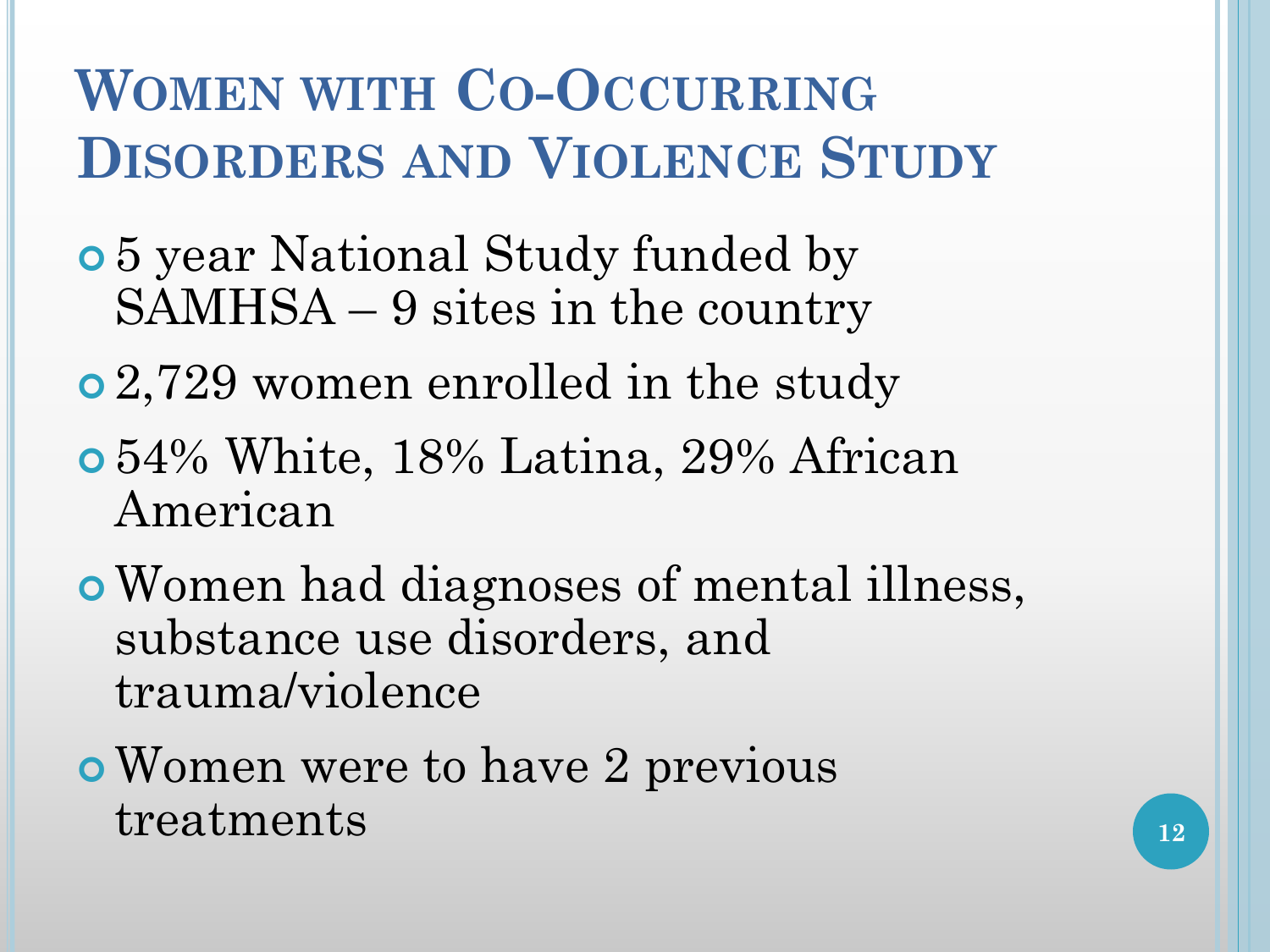# Women with Co-Occurring Disorders and Violence Study

- 5 year National Study funded by SAMHSA – 9 sites in the country
- 2,729 women enrolled in the study
- 54% White, 18% Latina, 29% African American
- Women had diagnoses of mental illness, substance use disorders, and trauma/violence
- Women were to have 2 previous treatments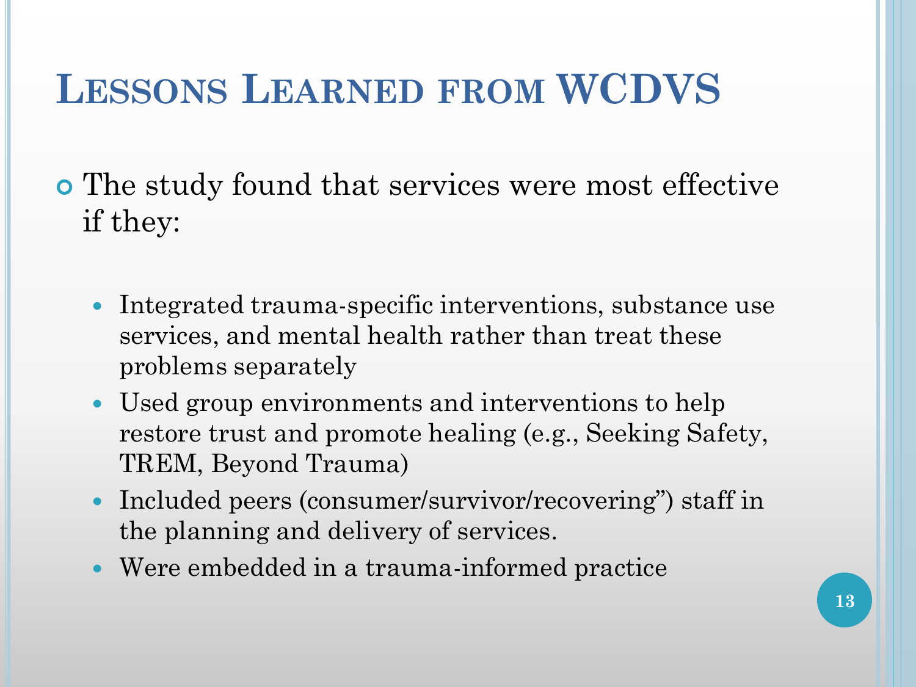# Lessons Learned from WCDVS

- The study found that services were most effective if they:
  - Integrated trauma-specific interventions, substance use services, and mental health rather than treat these problems separately
  - Used group environments and interventions to help restore trust and promote healing (e.g., Seeking Safety, TREM, Beyond Trauma)
  - Included peers (consumer/survivor/recovering") staff in the planning and delivery of services.
  - Were embedded in a trauma-informed practice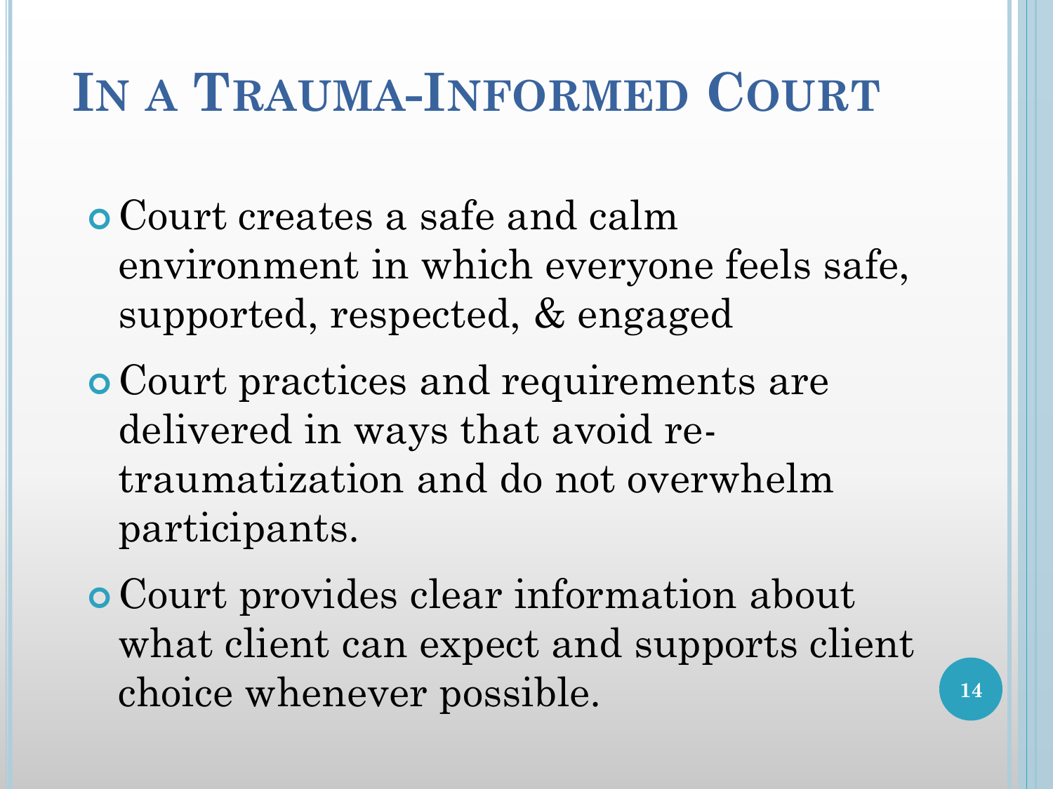# In a Trauma-Informed Court

- Court creates a safe and calm environment in which everyone feels safe, supported, respected, & engaged
- Court practices and requirements are delivered in ways that avoid re-traumatization and do not overwhelm participants.
- Court provides clear information about what client can expect and supports client choice whenever possible.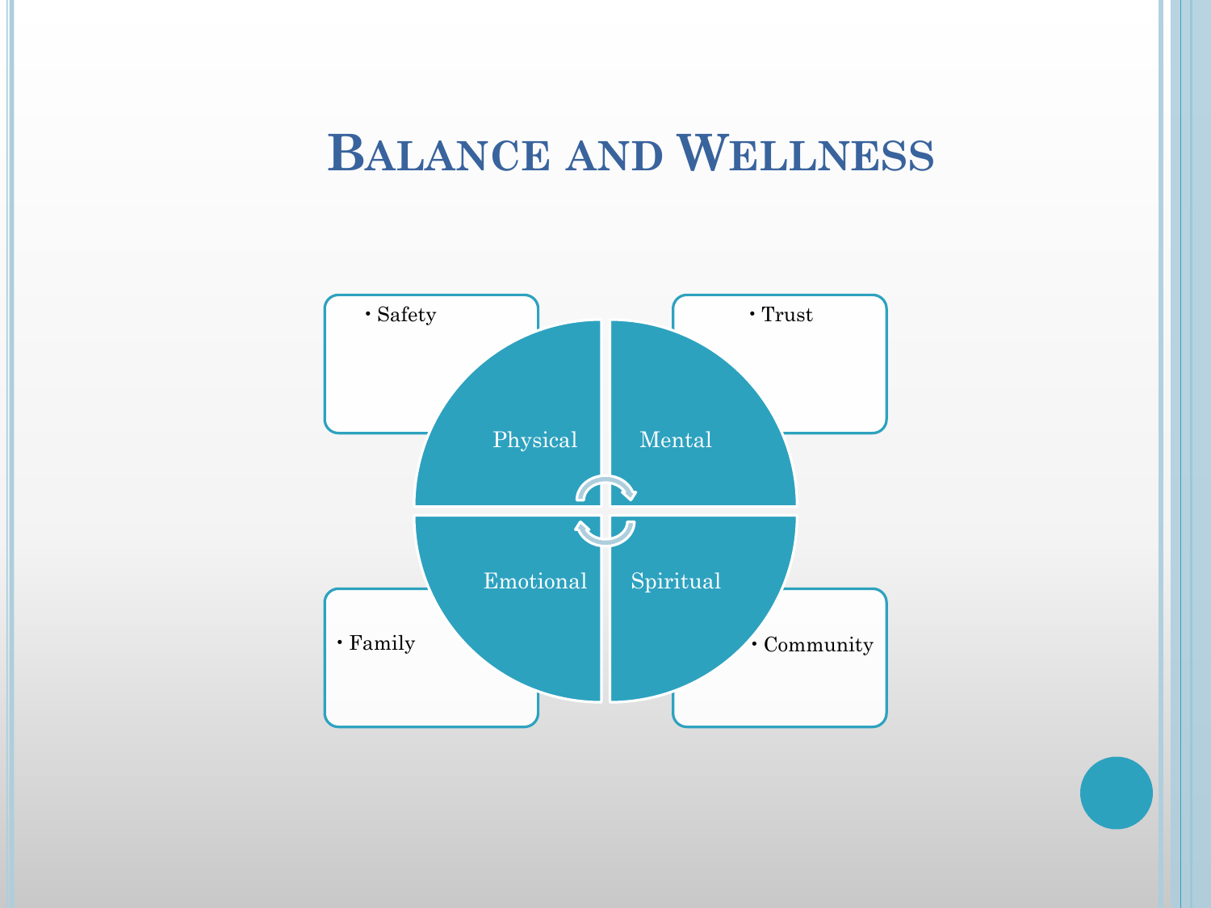# Balance and Wellness

- Safety
- Trust

Physical

Mental

Emotional

Spiritual

- Family
- Community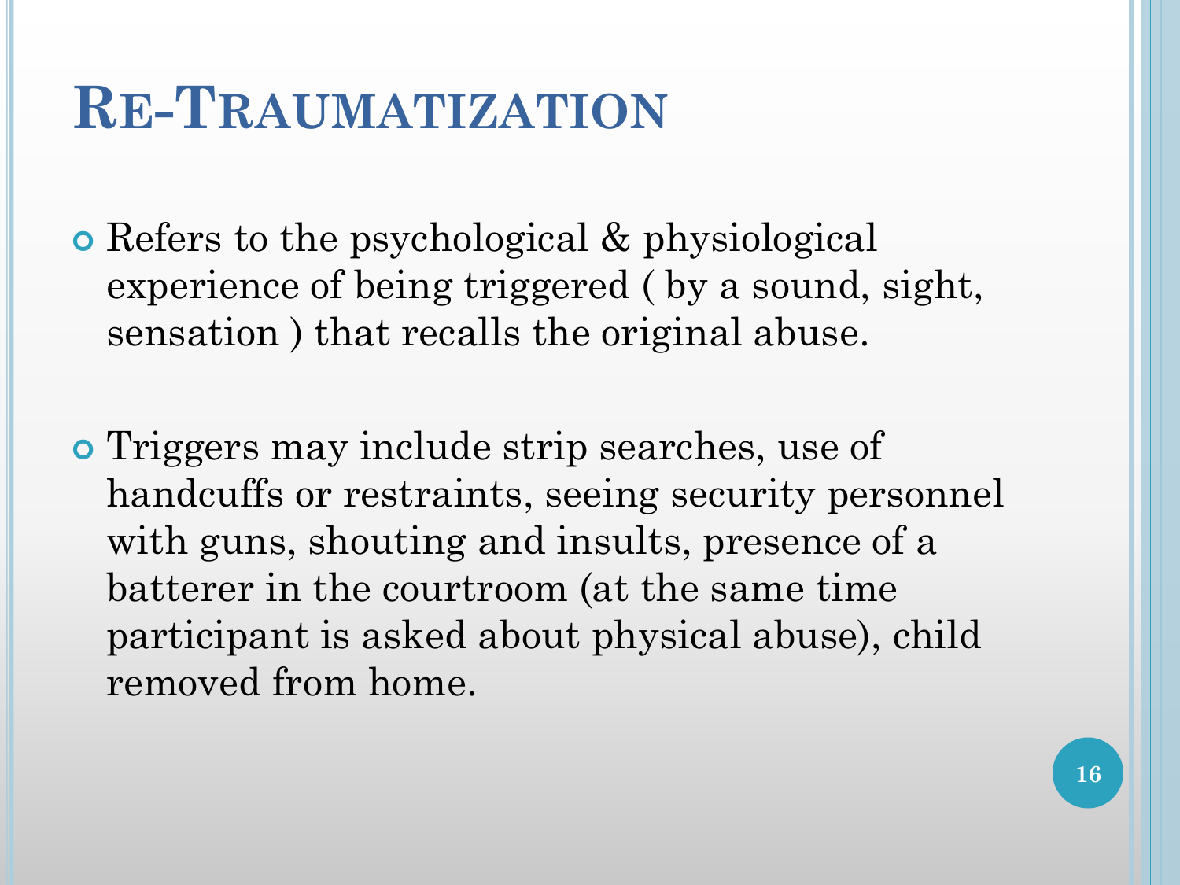# Re-Traumatization

- Refers to the psychological & physiological experience of being triggered ( by a sound, sight, sensation ) that recalls the original abuse.

- Triggers may include strip searches, use of handcuffs or restraints, seeing security personnel with guns, shouting and insults, presence of a batterer in the courtroom (at the same time participant is asked about physical abuse), child removed from home.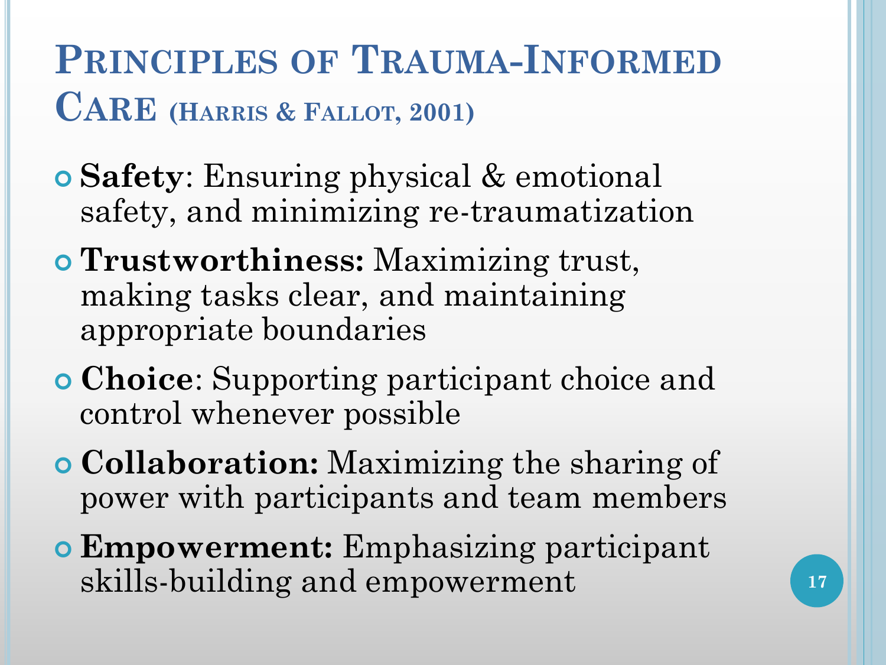# Principles of Trauma-Informed Care (Harris & Fallot, 2001)

- **Safety**: Ensuring physical & emotional safety, and minimizing re-traumatization
- **Trustworthiness:** Maximizing trust, making tasks clear, and maintaining appropriate boundaries
- **Choice**: Supporting participant choice and control whenever possible
- **Collaboration:** Maximizing the sharing of power with participants and team members
- **Empowerment:** Emphasizing participant skills-building and empowerment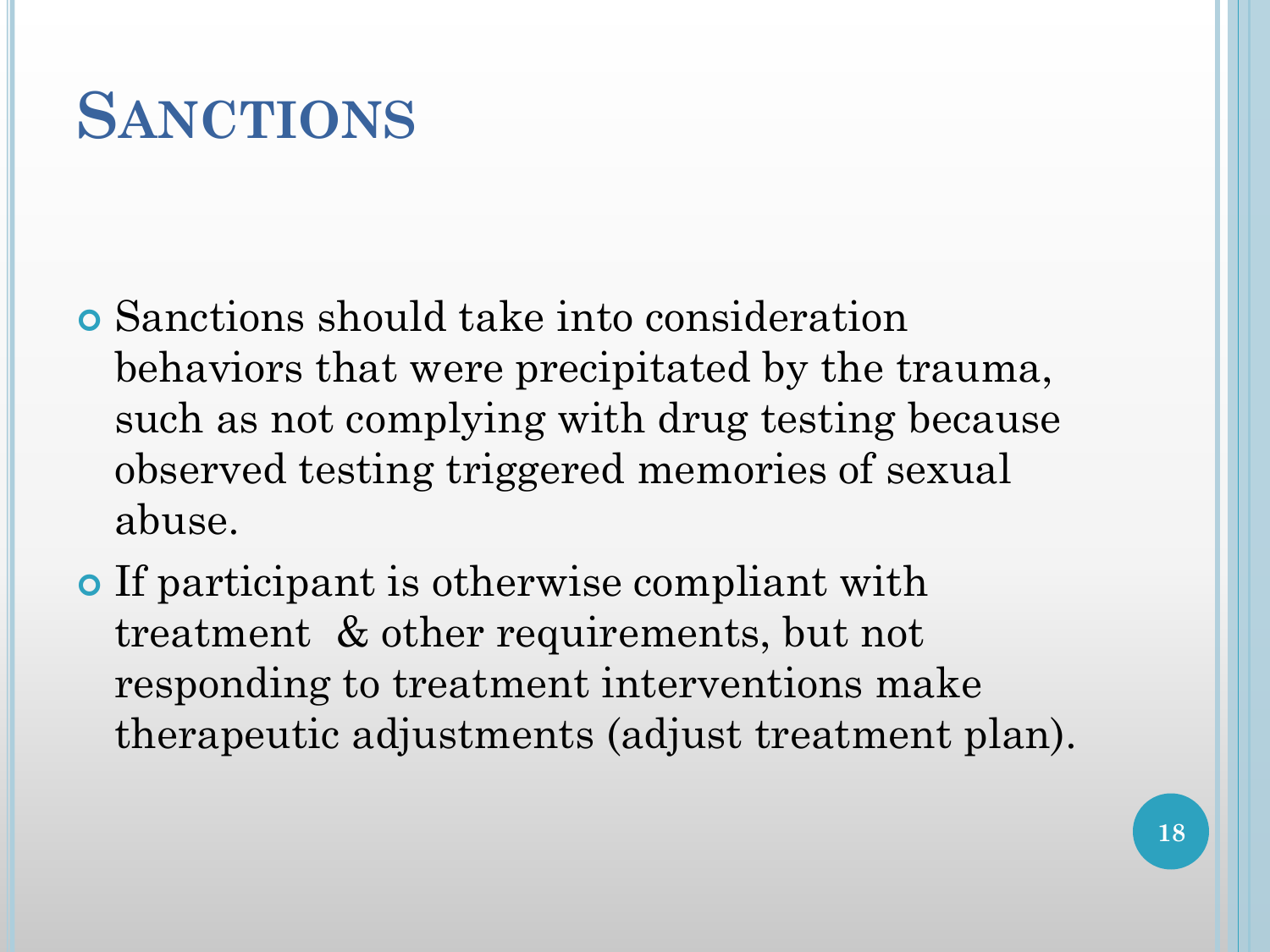# Sanctions

- Sanctions should take into consideration behaviors that were precipitated by the trauma, such as not complying with drug testing because observed testing triggered memories of sexual abuse.
- If participant is otherwise compliant with treatment & other requirements, but not responding to treatment interventions make therapeutic adjustments (adjust treatment plan).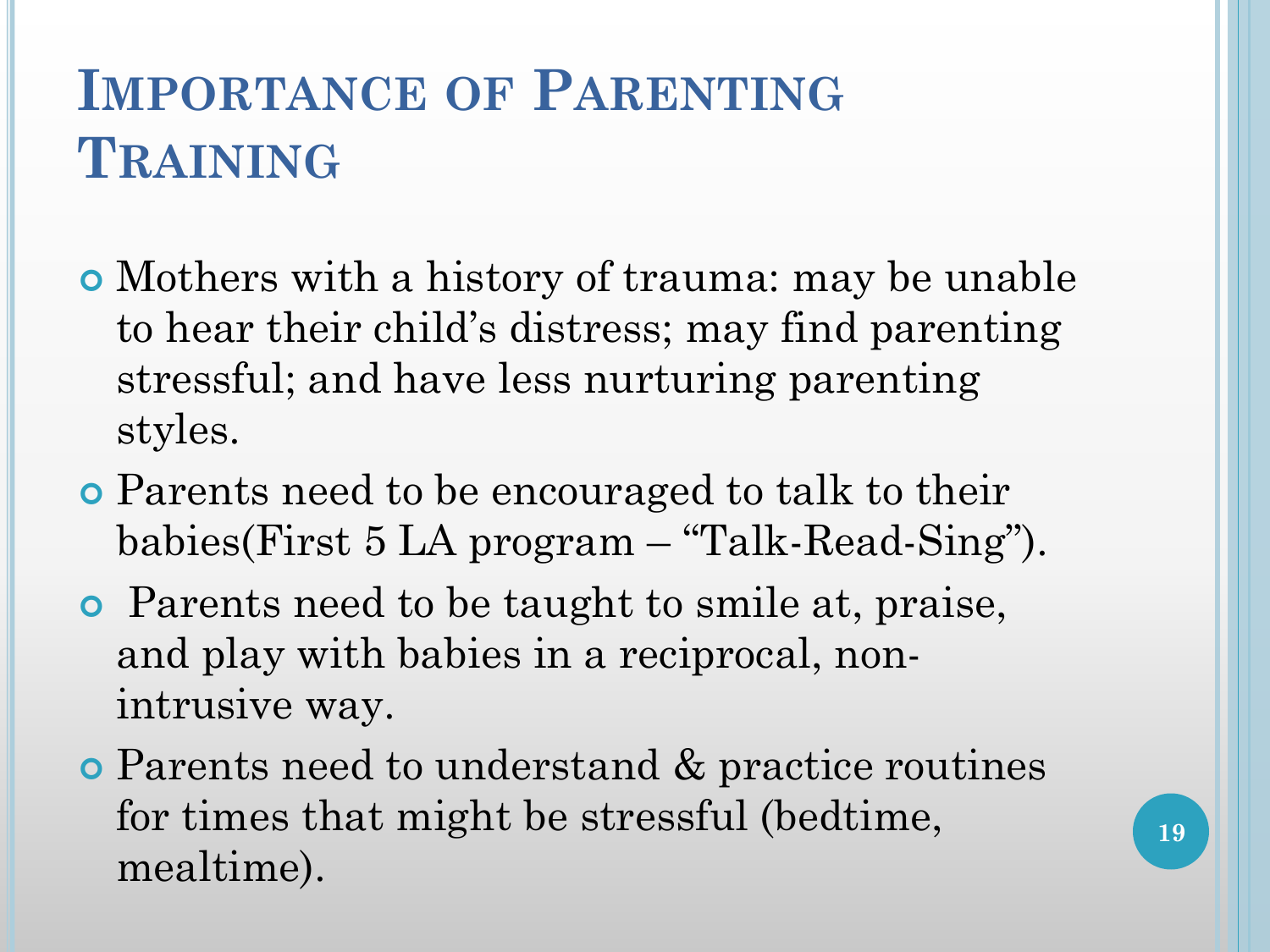# Importance of Parenting Training

- Mothers with a history of trauma: may be unable to hear their child's distress; may find parenting stressful; and have less nurturing parenting styles.
- Parents need to be encouraged to talk to their babies(First 5 LA program – "Talk-Read-Sing").
- Parents need to be taught to smile at, praise, and play with babies in a reciprocal, non-intrusive way.
- Parents need to understand & practice routines for times that might be stressful (bedtime, mealtime).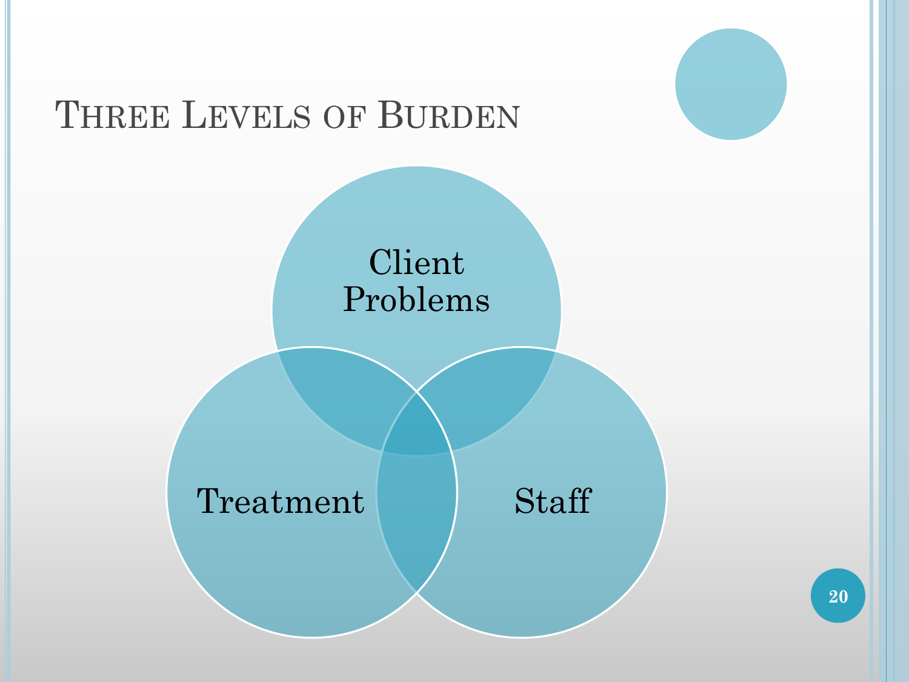# Three Levels of Burden

- Client Problems
- Treatment
- Staff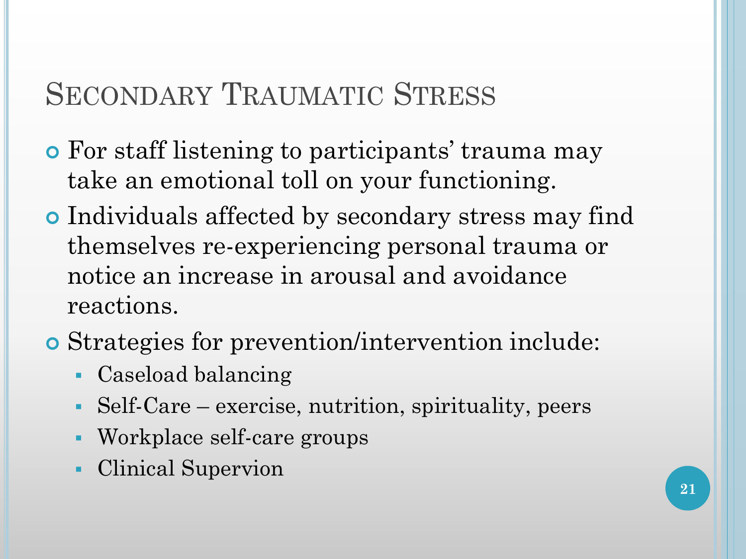# Secondary Traumatic Stress

- For staff listening to participants' trauma may take an emotional toll on your functioning.
- Individuals affected by secondary stress may find themselves re-experiencing personal trauma or notice an increase in arousal and avoidance reactions.
- Strategies for prevention/intervention include:
  - Caseload balancing
  - Self-Care – exercise, nutrition, spirituality, peers
  - Workplace self-care groups
  - Clinical Supervion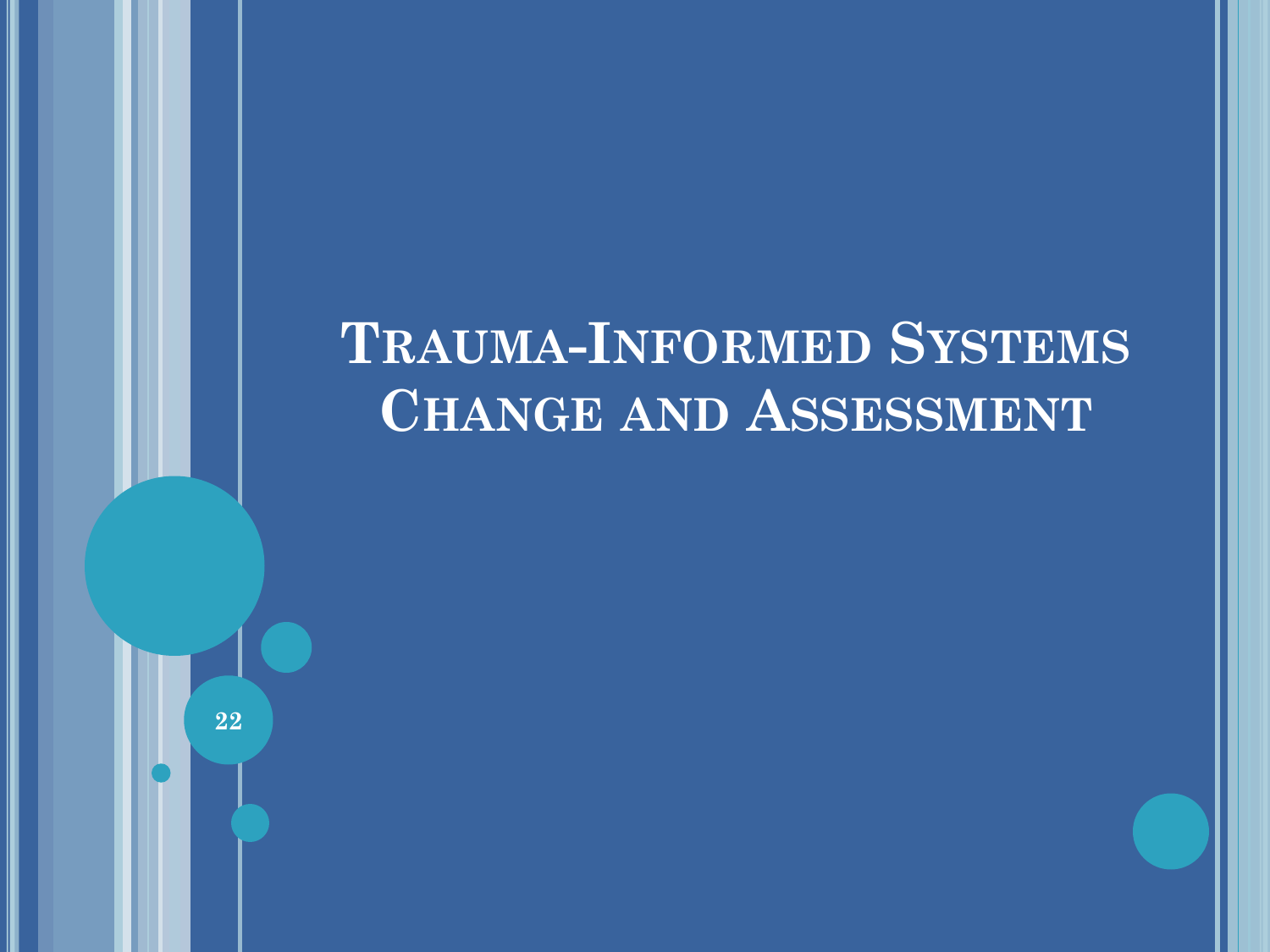# Trauma-Informed Systems Change and Assessment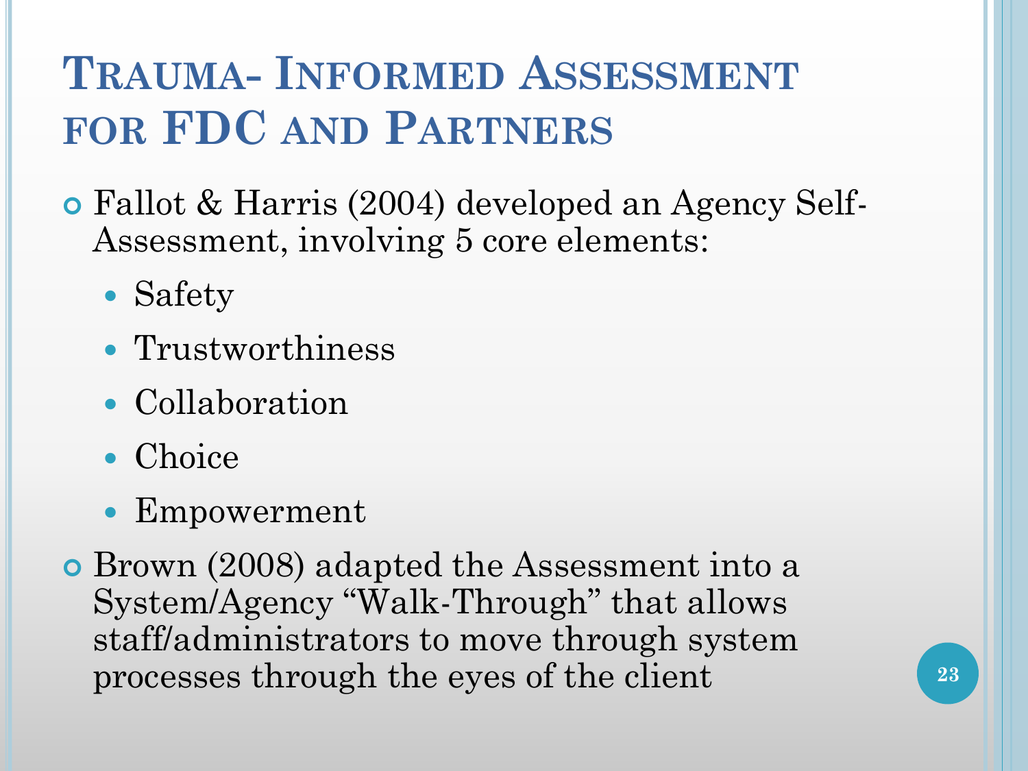# Trauma- Informed Assessment for FDC and Partners

- Fallot & Harris (2004) developed an Agency Self-Assessment, involving 5 core elements:
  - Safety
  - Trustworthiness
  - Collaboration
  - Choice
  - Empowerment
- Brown (2008) adapted the Assessment into a System/Agency "Walk-Through" that allows staff/administrators to move through system processes through the eyes of the client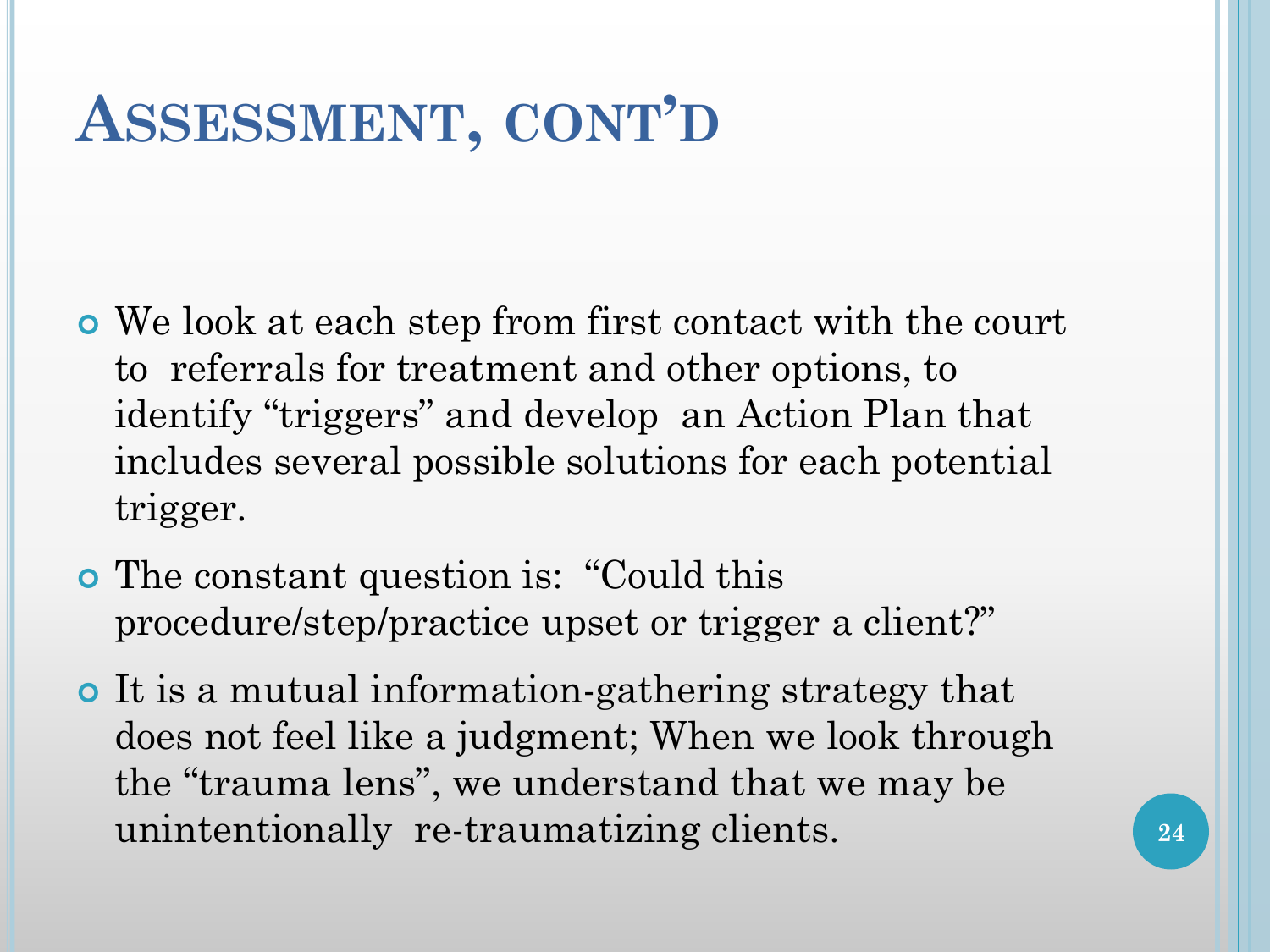# Assessment, cont'd

- We look at each step from first contact with the court to referrals for treatment and other options, to identify "triggers" and develop an Action Plan that includes several possible solutions for each potential trigger.
- The constant question is: "Could this procedure/step/practice upset or trigger a client?"
- It is a mutual information-gathering strategy that does not feel like a judgment; When we look through the "trauma lens", we understand that we may be unintentionally re-traumatizing clients.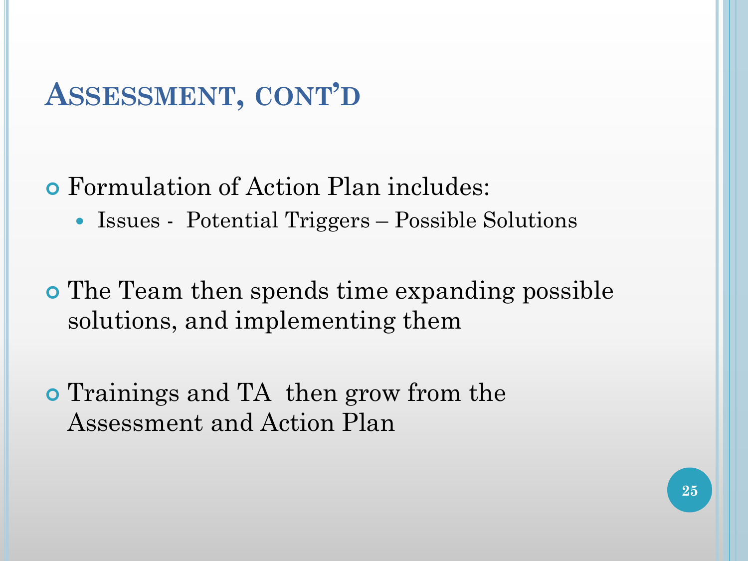# Assessment, cont'd

- Formulation of Action Plan includes:
  - Issues - Potential Triggers – Possible Solutions
- The Team then spends time expanding possible solutions, and implementing them
- Trainings and TA then grow from the Assessment and Action Plan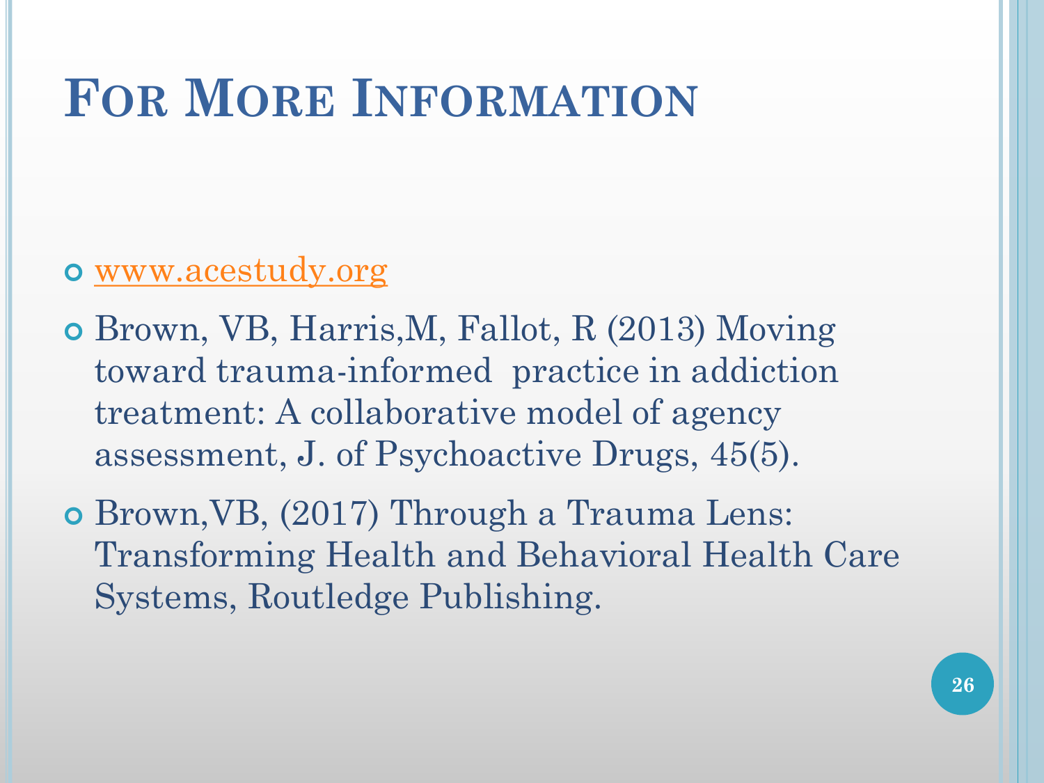# For More Information

- www.acestudy.org
- Brown, VB, Harris,M, Fallot, R (2013) Moving toward trauma-informed practice in addiction treatment: A collaborative model of agency assessment, J. of Psychoactive Drugs, 45(5).
- Brown,VB, (2017) Through a Trauma Lens: Transforming Health and Behavioral Health Care Systems, Routledge Publishing.